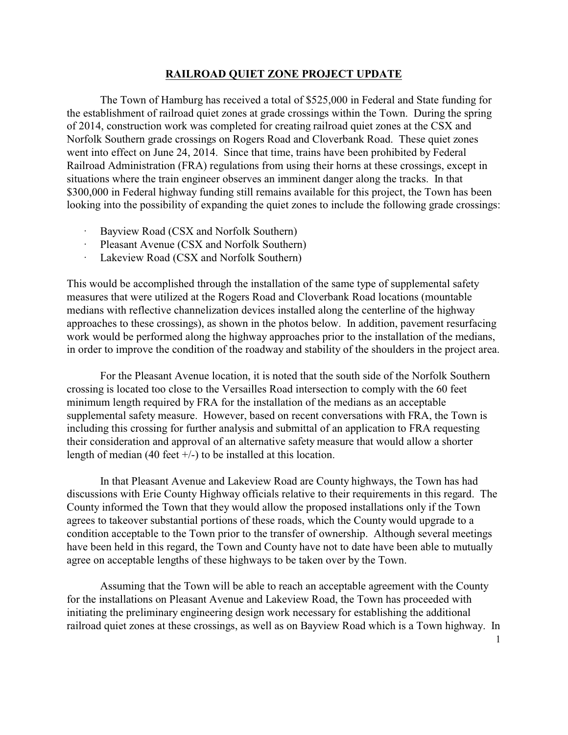# RAILROAD QUIET ZONE PROJECT UPDATE

The Town of Hamburg has received a total of $525,000 in Federal and State funding for the establishment of railroad quiet zones at grade crossings within the Town. During the spring of 2014, construction work was completed for creating railroad quiet zones at the CSX and Norfolk Southern grade crossings on Rogers Road and Cloverbank Road. These quiet zones went into effect on June 24, 2014. Since that time, trains have been prohibited by Federal Railroad Administration (FRA) regulations from using their horns at these crossings, except in situations where the train engineer observes an imminent danger along the tracks. In that $300,000 in Federal highway funding still remains available for this project, the Town has been looking into the possibility of expanding the quiet zones to include the following grade crossings:

- Bayview Road (CSX and Norfolk Southern)
- Pleasant Avenue (CSX and Norfolk Southern)
- Lakeview Road (CSX and Norfolk Southern)

This would be accomplished through the installation of the same type of supplemental safety measures that were utilized at the Rogers Road and Cloverbank Road locations (mountable medians with reflective channelization devices installed along the centerline of the highway approaches to these crossings), as shown in the photos below. In addition, pavement resurfacing work would be performed along the highway approaches prior to the installation of the medians, in order to improve the condition of the roadway and stability of the shoulders in the project area.

For the Pleasant Avenue location, it is noted that the south side of the Norfolk Southern crossing is located too close to the Versailles Road intersection to comply with the 60 feet minimum length required by FRA for the installation of the medians as an acceptable supplemental safety measure. However, based on recent conversations with FRA, the Town is including this crossing for further analysis and submittal of an application to FRA requesting their consideration and approval of an alternative safety measure that would allow a shorter length of median (40 feet +/-) to be installed at this location.

In that Pleasant Avenue and Lakeview Road are County highways, the Town has had discussions with Erie County Highway officials relative to their requirements in this regard. The County informed the Town that they would allow the proposed installations only if the Town agrees to takeover substantial portions of these roads, which the County would upgrade to a condition acceptable to the Town prior to the transfer of ownership. Although several meetings have been held in this regard, the Town and County have not to date have been able to mutually agree on acceptable lengths of these highways to be taken over by the Town.

Assuming that the Town will be able to reach an acceptable agreement with the County for the installations on Pleasant Avenue and Lakeview Road, the Town has proceeded with initiating the preliminary engineering design work necessary for establishing the additional railroad quiet zones at these crossings, as well as on Bayview Road which is a Town highway. In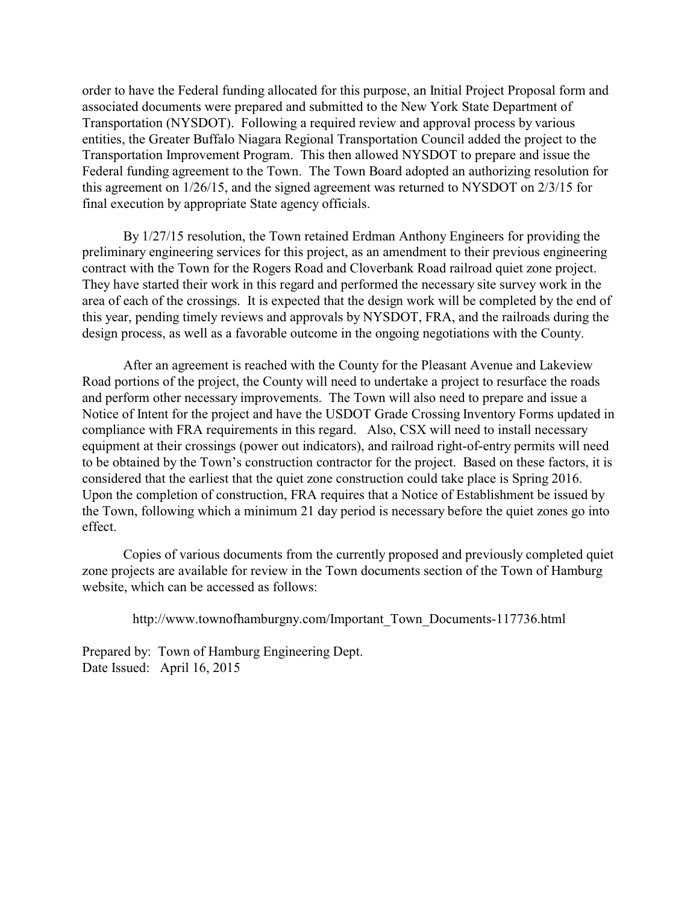order to have the Federal funding allocated for this purpose, an Initial Project Proposal form and associated documents were prepared and submitted to the New York State Department of Transportation (NYSDOT). Following a required review and approval process by various entities, the Greater Buffalo Niagara Regional Transportation Council added the project to the Transportation Improvement Program. This then allowed NYSDOT to prepare and issue the Federal funding agreement to the Town. The Town Board adopted an authorizing resolution for this agreement on 1/26/15, and the signed agreement was returned to NYSDOT on 2/3/15 for final execution by appropriate State agency officials.

By 1/27/15 resolution, the Town retained Erdman Anthony Engineers for providing the preliminary engineering services for this project, as an amendment to their previous engineering contract with the Town for the Rogers Road and Cloverbank Road railroad quiet zone project. They have started their work in this regard and performed the necessary site survey work in the area of each of the crossings. It is expected that the design work will be completed by the end of this year, pending timely reviews and approvals by NYSDOT, FRA, and the railroads during the design process, as well as a favorable outcome in the ongoing negotiations with the County.

After an agreement is reached with the County for the Pleasant Avenue and Lakeview Road portions of the project, the County will need to undertake a project to resurface the roads and perform other necessary improvements. The Town will also need to prepare and issue a Notice of Intent for the project and have the USDOT Grade Crossing Inventory Forms updated in compliance with FRA requirements in this regard. Also, CSX will need to install necessary equipment at their crossings (power out indicators), and railroad right-of-entry permits will need to be obtained by the Town's construction contractor for the project. Based on these factors, it is considered that the earliest that the quiet zone construction could take place is Spring 2016. Upon the completion of construction, FRA requires that a Notice of Establishment be issued by the Town, following which a minimum 21 day period is necessary before the quiet zones go into effect.

Copies of various documents from the currently proposed and previously completed quiet zone projects are available for review in the Town documents section of the Town of Hamburg website, which can be accessed as follows:

http://www.townofhamburgny.com/Important_Town_Documents-117736.html

Prepared by: Town of Hamburg Engineering Dept.
Date Issued: April 16, 2015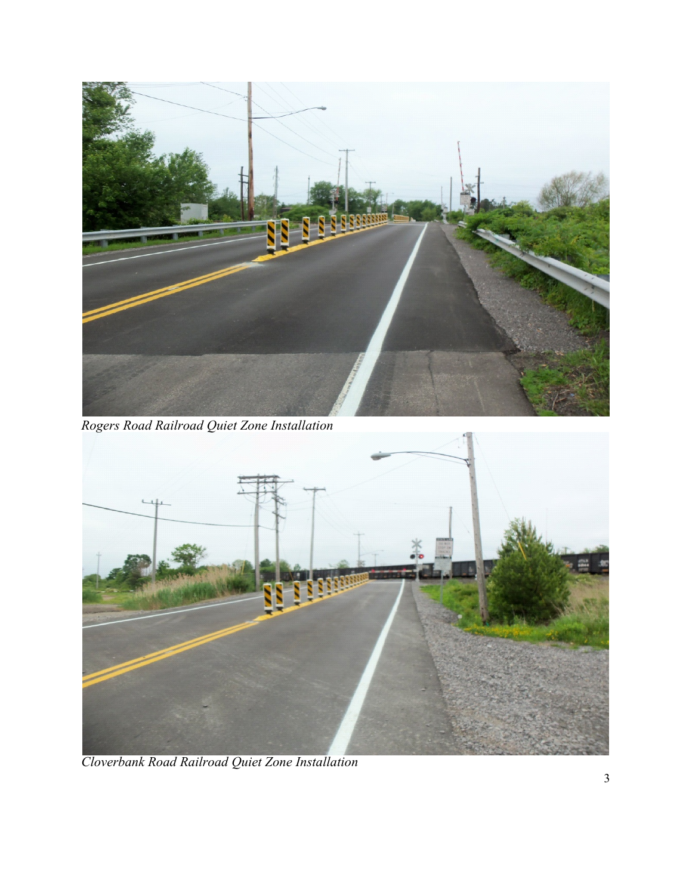*Rogers Road Railroad Quiet Zone Installation*

*Cloverbank Road Railroad Quiet Zone Installation*